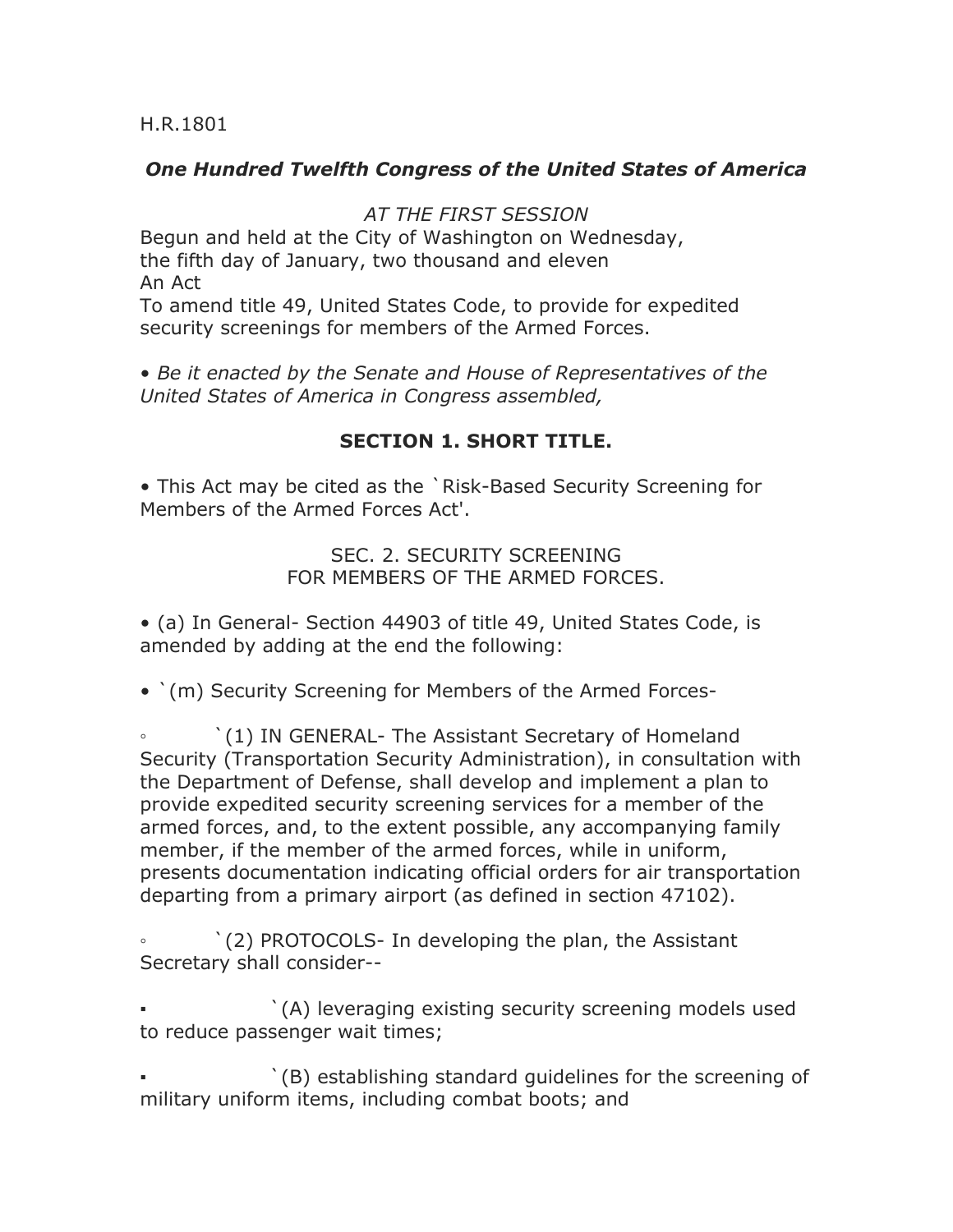H.R.1801

***One Hundred Twelfth Congress of the United States of America***

*AT THE FIRST SESSION*

Begun and held at the City of Washington on Wednesday, the fifth day of January, two thousand and eleven

An Act

To amend title 49, United States Code, to provide for expedited security screenings for members of the Armed Forces.

- *Be it enacted by the Senate and House of Representatives of the United States of America in Congress assembled,*

**SECTION 1. SHORT TITLE.**

- This Act may be cited as the `Risk-Based Security Screening for Members of the Armed Forces Act'.

SEC. 2. SECURITY SCREENING FOR MEMBERS OF THE ARMED FORCES.

- (a) In General- Section 44903 of title 49, United States Code, is amended by adding at the end the following:

- `(m) Security Screening for Members of the Armed Forces-

  - `(1) IN GENERAL- The Assistant Secretary of Homeland Security (Transportation Security Administration), in consultation with the Department of Defense, shall develop and implement a plan to provide expedited security screening services for a member of the armed forces, and, to the extent possible, any accompanying family member, if the member of the armed forces, while in uniform, presents documentation indicating official orders for air transportation departing from a primary airport (as defined in section 47102).

  - `(2) PROTOCOLS- In developing the plan, the Assistant Secretary shall consider--

    - `(A) leveraging existing security screening models used to reduce passenger wait times;

    - `(B) establishing standard guidelines for the screening of military uniform items, including combat boots; and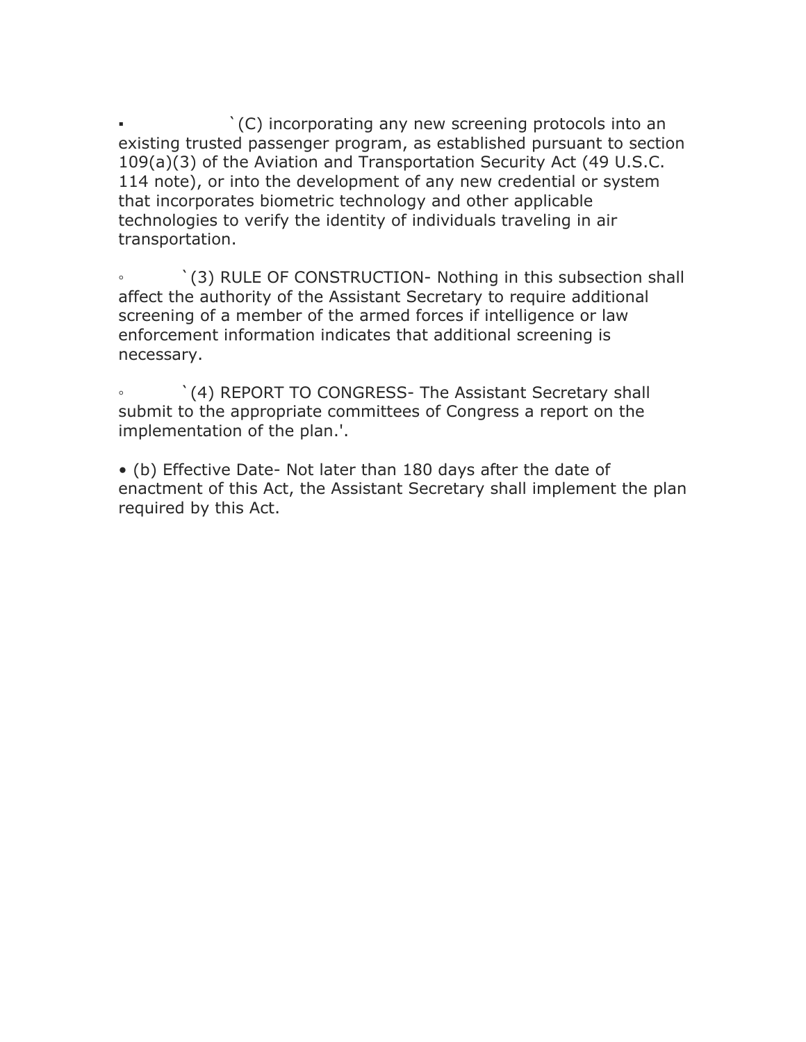- `(C) incorporating any new screening protocols into an existing trusted passenger program, as established pursuant to section 109(a)(3) of the Aviation and Transportation Security Act (49 U.S.C. 114 note), or into the development of any new credential or system that incorporates biometric technology and other applicable technologies to verify the identity of individuals traveling in air transportation.

- `(3) RULE OF CONSTRUCTION- Nothing in this subsection shall affect the authority of the Assistant Secretary to require additional screening of a member of the armed forces if intelligence or law enforcement information indicates that additional screening is necessary.

- `(4) REPORT TO CONGRESS- The Assistant Secretary shall submit to the appropriate committees of Congress a report on the implementation of the plan.'.

- (b) Effective Date- Not later than 180 days after the date of enactment of this Act, the Assistant Secretary shall implement the plan required by this Act.